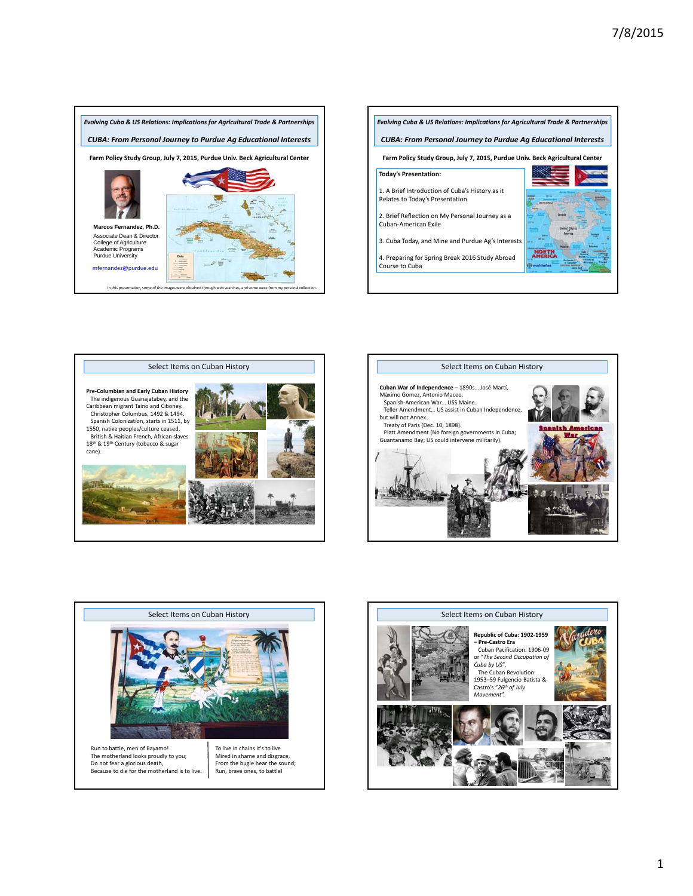## Slide 1

*Evolving Cuba & US Relations: Implications for Agricultural Trade & Partnerships*

### *CUBA: From Personal Journey to Purdue Ag Educational Interests*

**Farm Policy Study Group, July 7, 2015, Purdue Univ. Beck Agricultural Center**

**Marcos Fernandez, Ph.D.**
Associate Dean & Director
College of Agriculture
Academic Programs
Purdue University

mfernandez@purdue.edu

In this presentation, some of the images were obtained through web searches, and some were from my personal collection.

## Slide 2

*Evolving Cuba & US Relations: Implications for Agricultural Trade & Partnerships*

### *CUBA: From Personal Journey to Purdue Ag Educational Interests*

**Farm Policy Study Group, July 7, 2015, Purdue Univ. Beck Agricultural Center**

**Today's Presentation:**

1. A Brief Introduction of Cuba's History as it Relates to Today's Presentation
2. Brief Reflection on My Personal Journey as a Cuban-American Exile
3. Cuba Today, and Mine and Purdue Ag's Interests
4. Preparing for Spring Break 2016 Study Abroad Course to Cuba

## Slide 3

### Select Items on Cuban History

**Pre-Columbian and Early Cuban History**

- The indigenous Guanajatabey, and the Caribbean migrant Taíno and Ciboney.
- Christopher Columbus, 1492 & 1494.
- Spanish Colonization, starts in 1511, by 1550, native peoples/culture ceased.
- British & Haitian French, African slaves 18th & 19th Century (tobacco & sugar cane).

## Slide 4

### Select Items on Cuban History

**Cuban War of Independence** – 1890s… José Martí, Máximo Gomez, Antonio Maceo.

- Spanish-American War… USS Maine.
- Teller Amendment… US assist in Cuban Independence, but will not Annex.
- Treaty of Paris (Dec. 10, 1898).
- Platt Amendment (No foreign governments in Cuba; Guantanamo Bay; US could intervene militarily).

## Slide 5

### Select Items on Cuban History

Run to battle, men of Bayamo!
The motherland looks proudly to you;
Do not fear a glorious death,
Because to die for the motherland is to live.

To live in chains it's to live
Mired in shame and disgrace,
From the bugle hear the sound;
Run, brave ones, to battle!

## Slide 6

### Select Items on Cuban History

**Republic of Cuba: 1902-1959 – Pre-Castro Era**

- Cuban Pacification: 1906-09 or *"The Second Occupation of Cuba by US"*.
- The Cuban Revolution: 1953–59 Fulgencio Batista & Castro's *"26th of July Movement"*.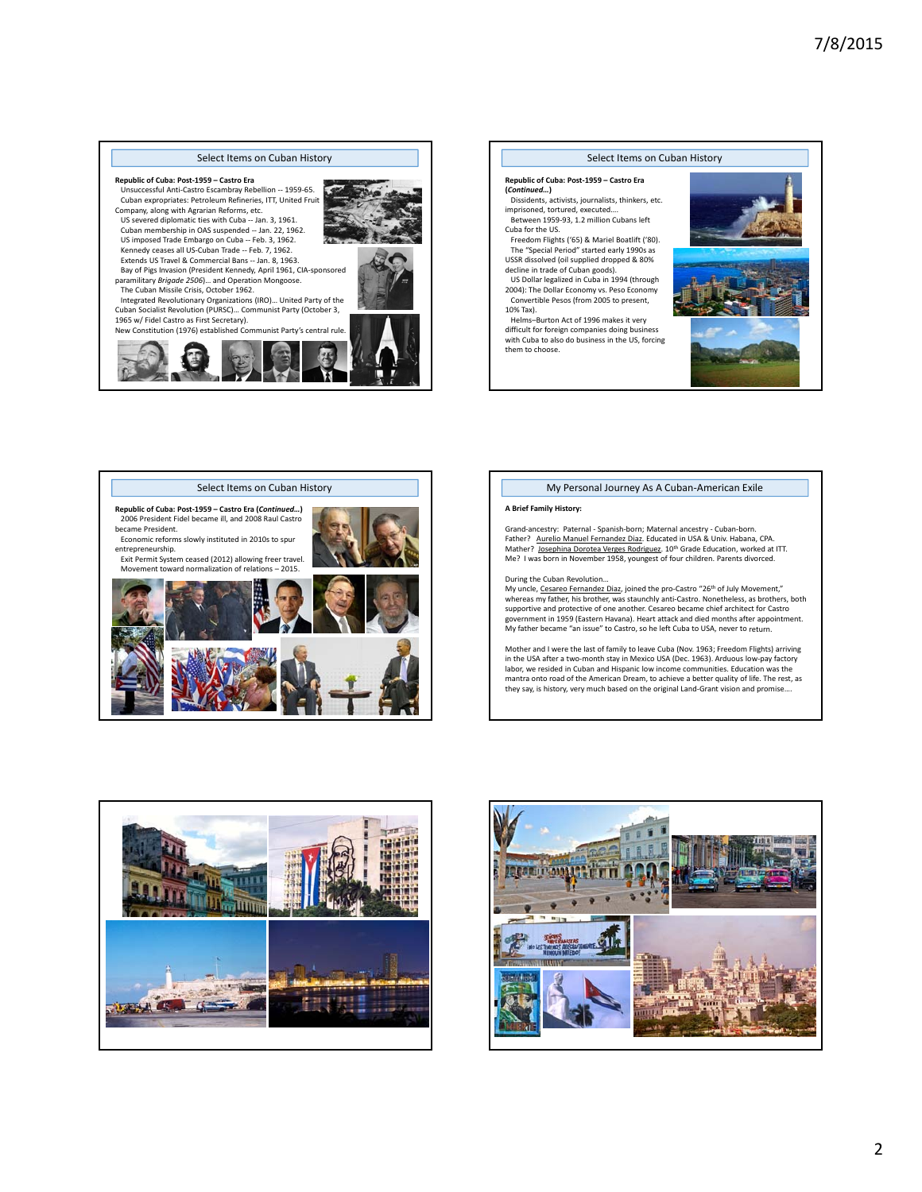## Select Items on Cuban History

**Republic of Cuba: Post-1959 – Castro Era**

Unsuccessful Anti-Castro Escambray Rebellion -- 1959-65.
Cuban expropriates: Petroleum Refineries, ITT, United Fruit Company, along with Agrarian Reforms, etc.
US severed diplomatic ties with Cuba -- Jan. 3, 1961.
Cuban membership in OAS suspended -- Jan. 22, 1962.
US imposed Trade Embargo on Cuba -- Feb. 3, 1962.
Kennedy ceases all US-Cuban Trade -- Feb. 7, 1962.
Extends US Travel & Commercial Bans -- Jan. 8, 1963.
Bay of Pigs Invasion (President Kennedy, April 1961, CIA-sponsored paramilitary *Brigade 2506*)… and Operation Mongoose.
The Cuban Missile Crisis, October 1962.
Integrated Revolutionary Organizations (IRO)… United Party of the Cuban Socialist Revolution (PURSC)… Communist Party (October 3, 1965 w/ Fidel Castro as First Secretary).
New Constitution (1976) established Communist Party's central rule.

## Select Items on Cuban History

**Republic of Cuba: Post-1959 – Castro Era (*Continued…*)**

Dissidents, activists, journalists, thinkers, etc. imprisoned, tortured, executed….
Between 1959-93, 1.2 million Cubans left Cuba for the US.
Freedom Flights ('65) & Mariel Boatlift ('80).
The "Special Period" started early 1990s as USSR dissolved (oil supplied dropped & 80% decline in trade of Cuban goods).
US Dollar legalized in Cuba in 1994 (through 2004): The Dollar Economy vs. Peso Economy
Convertible Pesos (from 2005 to present, 10% Tax).
Helms–Burton Act of 1996 makes it very difficult for foreign companies doing business with Cuba to also do business in the US, forcing them to choose.

## Select Items on Cuban History

**Republic of Cuba: Post-1959 – Castro Era (*Continued…*)**

2006 President Fidel became ill, and 2008 Raul Castro became President.
Economic reforms slowly instituted in 2010s to spur entrepreneurship.
Exit Permit System ceased (2012) allowing freer travel.
Movement toward normalization of relations – 2015.

## My Personal Journey As A Cuban-American Exile

**A Brief Family History:**

Grand-ancestry: Paternal - Spanish-born; Maternal ancestry - Cuban-born.
Father? Aurelio Manuel Fernandez Diaz. Educated in USA & Univ. Habana, CPA.
Mother? Josephina Dorotea Verges Rodriguez. 10th Grade Education, worked at ITT.
Me? I was born in November 1958, youngest of four children. Parents divorced.

During the Cuban Revolution…
My uncle, Cesareo Fernandez Diaz, joined the pro-Castro "26th of July Movement," whereas my father, his brother, was staunchly anti-Castro. Nonetheless, as brothers, both supportive and protective of one another. Cesareo became chief architect for Castro government in 1959 (Eastern Havana). Heart attack and died months after appointment. My father became "an issue" to Castro, so he left Cuba to USA, never to return.

Mother and I were the last of family to leave Cuba (Nov. 1963; Freedom Flights) arriving in the USA after a two-month stay in Mexico USA (Dec. 1963). Arduous low-pay factory labor, we resided in Cuban and Hispanic low income communities. Education was the mantra onto road of the American Dream, to achieve a better quality of life. The rest, as they say, is history, very much based on the original Land-Grant vision and promise….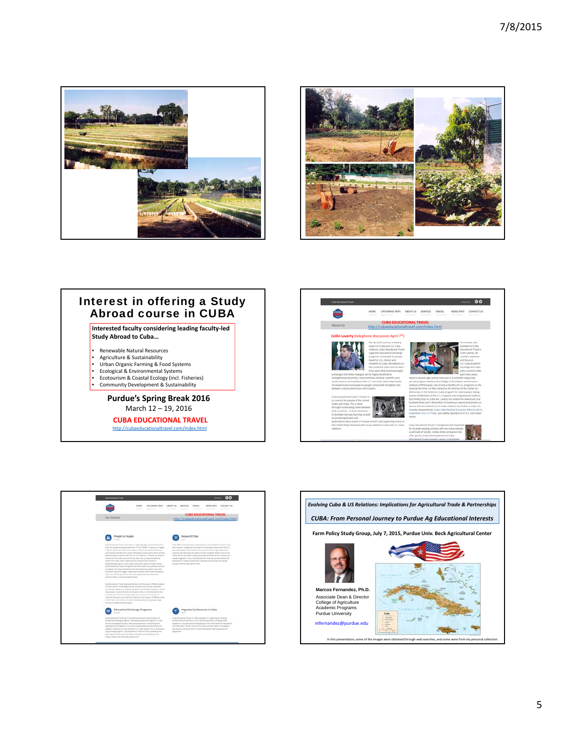# Interest in offering a Study Abroad course in CUBA

**Interested faculty considering leading faculty-led Study Abroad to Cuba…**

- Renewable Natural Resources
- Agriculture & Sustainability
- Urban Organic Farming & Food Systems
- Ecological & Environmental Systems
- Ecotourism & Coastal Ecology (incl. Fisheries)
- Community Development & Sustainability

**Purdue's Spring Break 2016**

March 12 – 19, 2016

**CUBA EDUCATIONAL TRAVEL**

http://cubaeducationaltravel.com/index.html

---

**CUBA EDUCATIONAL TRAVEL**

http://cubaeducationaltravel.com/index.html

**Collin Laverty** (telephone discussion April 7th)

---

**CUBA EDUCATIONAL TRAVEL**

http://cubaeducationaltravel.com/index.html

---

***Evolving Cuba & US Relations: Implications for Agricultural Trade & Partnerships***

***CUBA: From Personal Journey to Purdue Ag Educational Interests***

**Farm Policy Study Group, July 7, 2015, Purdue Univ. Beck Agricultural Center**

**Marcos Fernandez, Ph.D.**

Associate Dean & Director
College of Agriculture
Academic Programs
Purdue University

mfernandez@purdue.edu

In this presentation, some of the images were obtained through web searches, and some were from my personal collection.